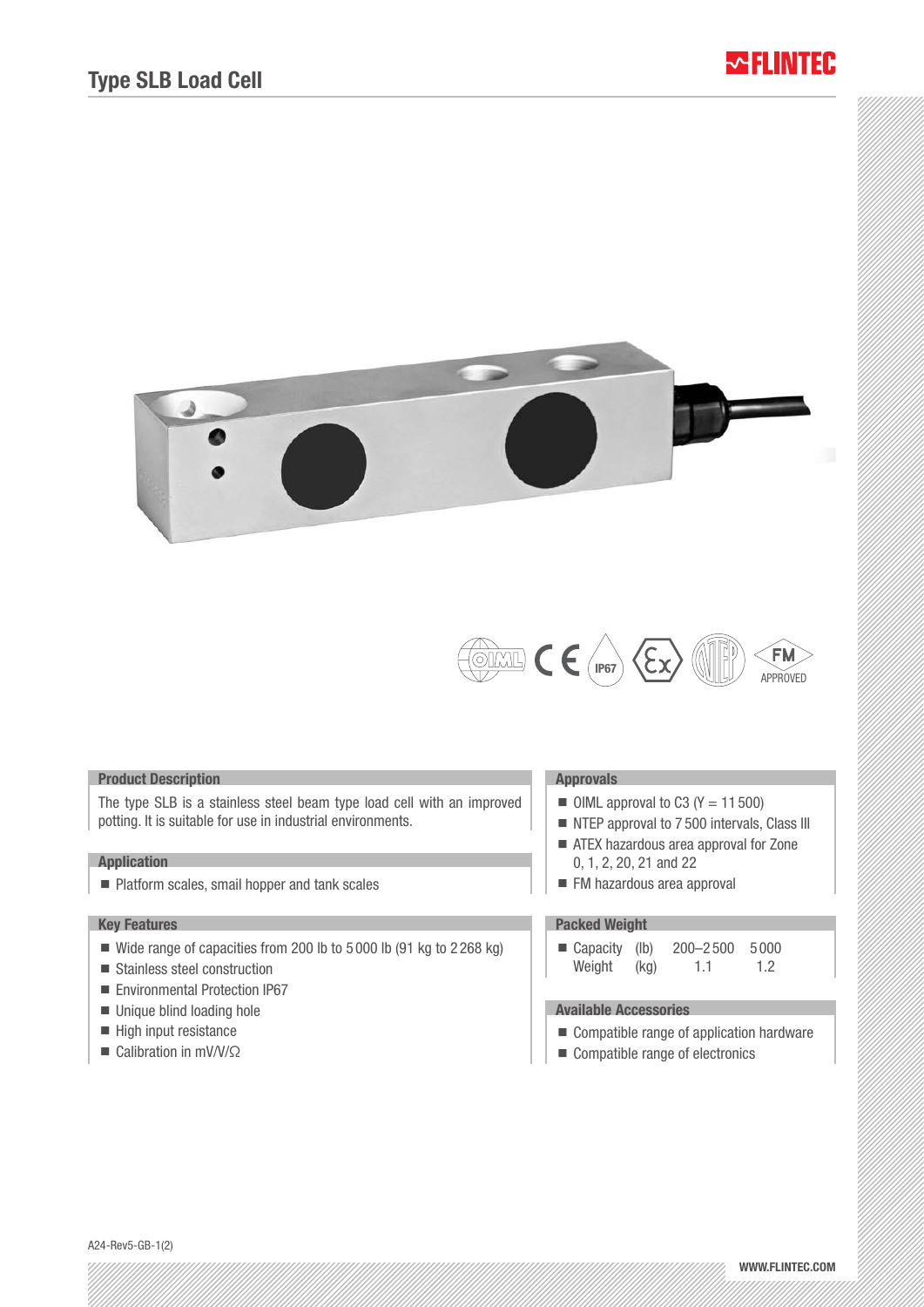# Type SLB Load Cell

## Product Description

The type SLB is a stainless steel beam type load cell with an improved potting. It is suitable for use in industrial environments.

## Application

- Platform scales, small hopper and tank scales

## Key Features

- Wide range of capacities from 200 lb to 5 000 lb (91 kg to 2 268 kg)
- Stainless steel construction
- Environmental Protection IP67
- Unique blind loading hole
- High input resistance
- Calibration in mV/V/Ω

## Approvals

- OIML approval to C3 (Y = 11 500)
- NTEP approval to 7 500 intervals, Class III
- ATEX hazardous area approval for Zone 0, 1, 2, 20, 21 and 22
- FM hazardous area approval

## Packed Weight

| | | | |
|---|---|---|---|
| Capacity | (lb) | 200–2 500 | 5 000 |
| Weight | (kg) | 1.1 | 1.2 |

## Available Accessories

- Compatible range of application hardware
- Compatible range of electronics

A24-Rev5-GB-1(2)

WWW.FLINTEC.COM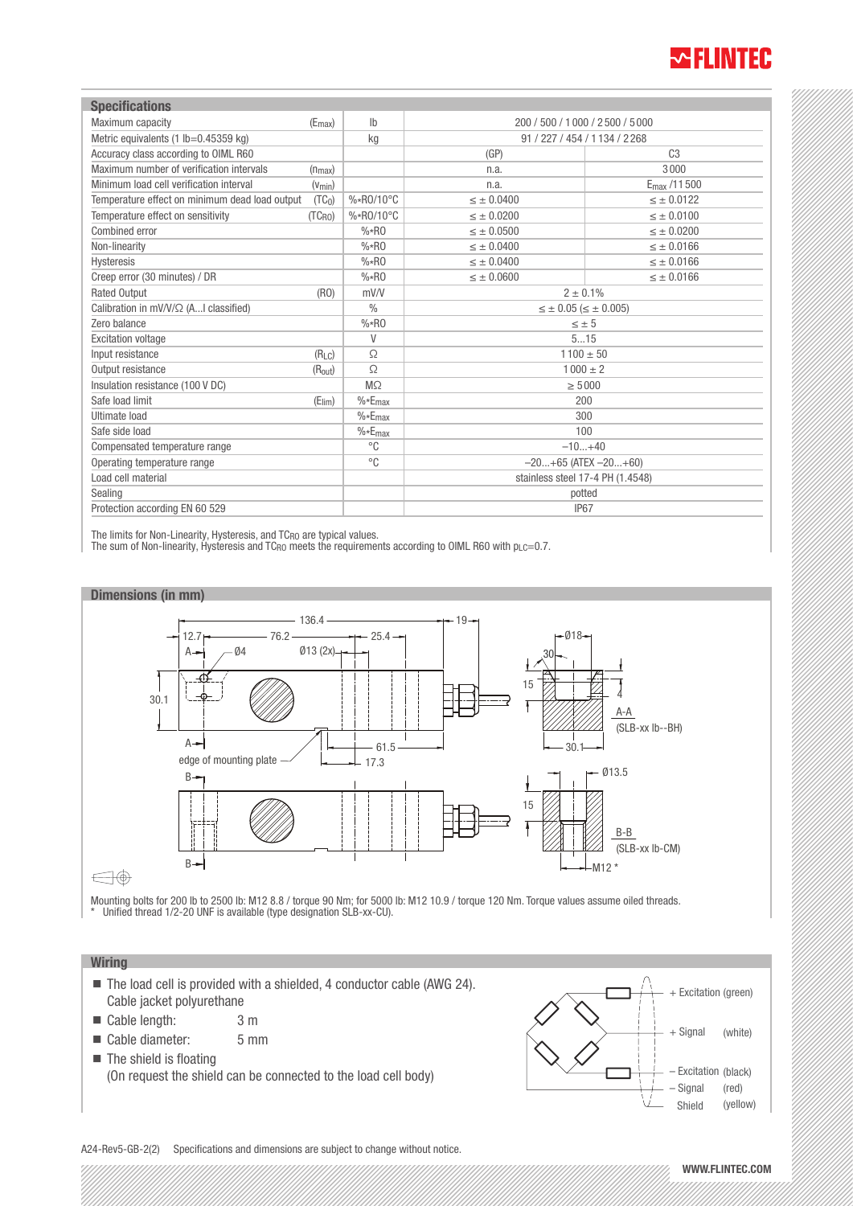## Specifications

| | | | | |
|---|---|---|---|---|
| Maximum capacity ($E_{max}$) | lb | 200 / 500 / 1 000 / 2 500 / 5 000 | |
| Metric equivalents (1 lb=0.45359 kg) | kg | 91 / 227 / 454 / 1 134 / 2 268 | |
| Accuracy class according to OIML R60 | | (GP) | C3 |
| Maximum number of verification intervals ($n_{max}$) | | n.a. | 3 000 |
| Minimum load cell verification interval ($v_{min}$) | | n.a. | $E_{max}$ /11 500 |
| Temperature effect on minimum dead load output ($TC_0$) | %*RO/10°C | ≤ ± 0.0400 | ≤ ± 0.0122 |
| Temperature effect on sensitivity ($TC_{RO}$) | %*RO/10°C | ≤ ± 0.0200 | ≤ ± 0.0100 |
| Combined error | %*RO | ≤ ± 0.0500 | ≤ ± 0.0200 |
| Non-linearity | %*RO | ≤ ± 0.0400 | ≤ ± 0.0166 |
| Hysteresis | %*RO | ≤ ± 0.0400 | ≤ ± 0.0166 |
| Creep error (30 minutes) / DR | %*RO | ≤ ± 0.0600 | ≤ ± 0.0166 |
| Rated Output (RO) | mV/V | 2 ± 0.1% | |
| Calibration in mV/V/Ω (A...I classified) | % | ≤ ± 0.05 (≤ ± 0.005) | |
| Zero balance | %*RO | ≤ ± 5 | |
| Excitation voltage | V | 5...15 | |
| Input resistance ($R_{LC}$) | Ω | 1 100 ± 50 | |
| Output resistance ($R_{out}$) | Ω | 1 000 ± 2 | |
| Insulation resistance (100 V DC) | MΩ | ≥ 5 000 | |
| Safe load limit ($E_{lim}$) | %*$E_{max}$ | 200 | |
| Ultimate load | %*$E_{max}$ | 300 | |
| Safe side load | %*$E_{max}$ | 100 | |
| Compensated temperature range | °C | −10...+40 | |
| Operating temperature range | °C | −20...+65 (ATEX −20...+60) | |
| Load cell material | | stainless steel 17-4 PH (1.4548) | |
| Sealing | | potted | |
| Protection according EN 60 529 | | IP67 | |

The limits for Non-Linearity, Hysteresis, and $TC_{RO}$ are typical values.
The sum of Non-linearity, Hysteresis and $TC_{RO}$ meets the requirements according to OIML R60 with $p_{LC}$=0.7.

## Dimensions (in mm)

136.4
19
12.7
76.2
25.4
A
Ø4
Ø13 (2x)
30.1
A
edge of mounting plate
61.5
17.3
Ø18
30
15
4
A-A
(SLB-xx lb--BH)
30.1
B
B
Ø13.5
15
B-B
(SLB-xx lb-CM)
M12 *

Mounting bolts for 200 lb to 2500 lb: M12 8.8 / torque 90 Nm; for 5000 lb: M12 10.9 / torque 120 Nm. Torque values assume oiled threads.
\* Unified thread 1/2-20 UNF is available (type designation SLB-xx-CU).

## Wiring

- The load cell is provided with a shielded, 4 conductor cable (AWG 24). Cable jacket polyurethane
- Cable length: 3 m
- Cable diameter: 5 mm
- The shield is floating (On request the shield can be connected to the load cell body)

+ Excitation (green)
+ Signal (white)
– Excitation (black)
– Signal (red)
Shield (yellow)

A24-Rev5-GB-2(2) Specifications and dimensions are subject to change without notice.